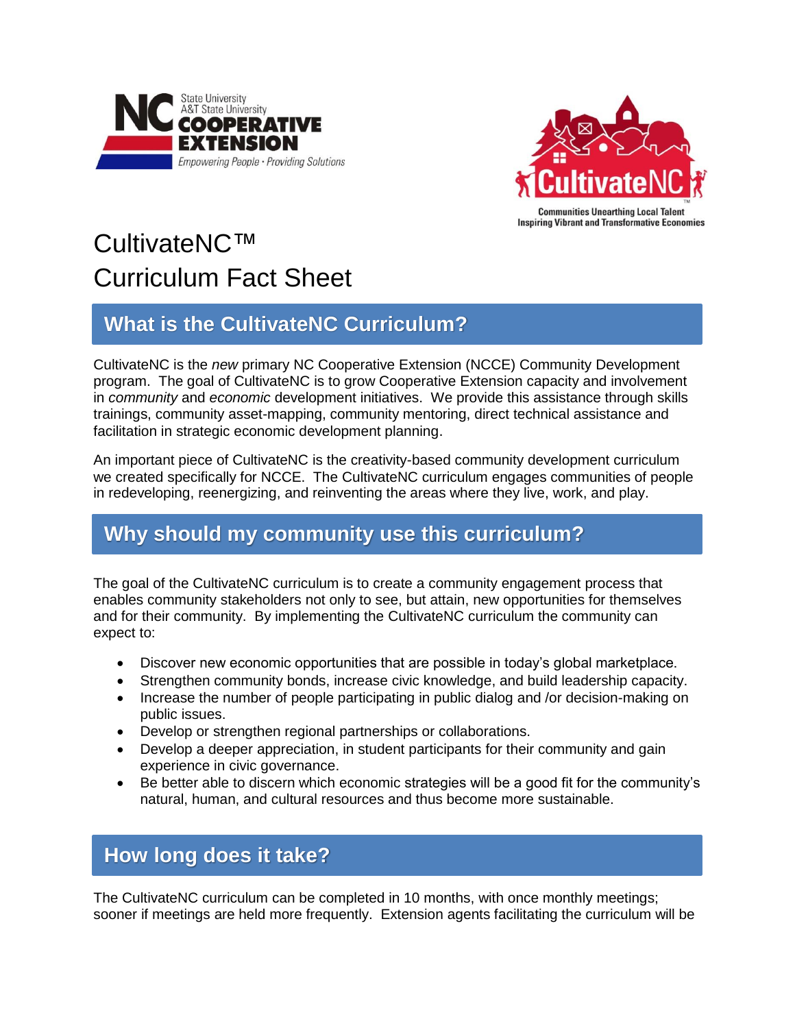# CultivateNC™ Curriculum Fact Sheet

## What is the CultivateNC Curriculum?

CultivateNC is the *new* primary NC Cooperative Extension (NCCE) Community Development program. The goal of CultivateNC is to grow Cooperative Extension capacity and involvement in *community* and *economic* development initiatives. We provide this assistance through skills trainings, community asset-mapping, community mentoring, direct technical assistance and facilitation in strategic economic development planning.

An important piece of CultivateNC is the creativity-based community development curriculum we created specifically for NCCE. The CultivateNC curriculum engages communities of people in redeveloping, reenergizing, and reinventing the areas where they live, work, and play.

## Why should my community use this curriculum?

The goal of the CultivateNC curriculum is to create a community engagement process that enables community stakeholders not only to see, but attain, new opportunities for themselves and for their community. By implementing the CultivateNC curriculum the community can expect to:

- Discover new economic opportunities that are possible in today's global marketplace.
- Strengthen community bonds, increase civic knowledge, and build leadership capacity.
- Increase the number of people participating in public dialog and /or decision-making on public issues.
- Develop or strengthen regional partnerships or collaborations.
- Develop a deeper appreciation, in student participants for their community and gain experience in civic governance.
- Be better able to discern which economic strategies will be a good fit for the community's natural, human, and cultural resources and thus become more sustainable.

## How long does it take?

The CultivateNC curriculum can be completed in 10 months, with once monthly meetings; sooner if meetings are held more frequently. Extension agents facilitating the curriculum will be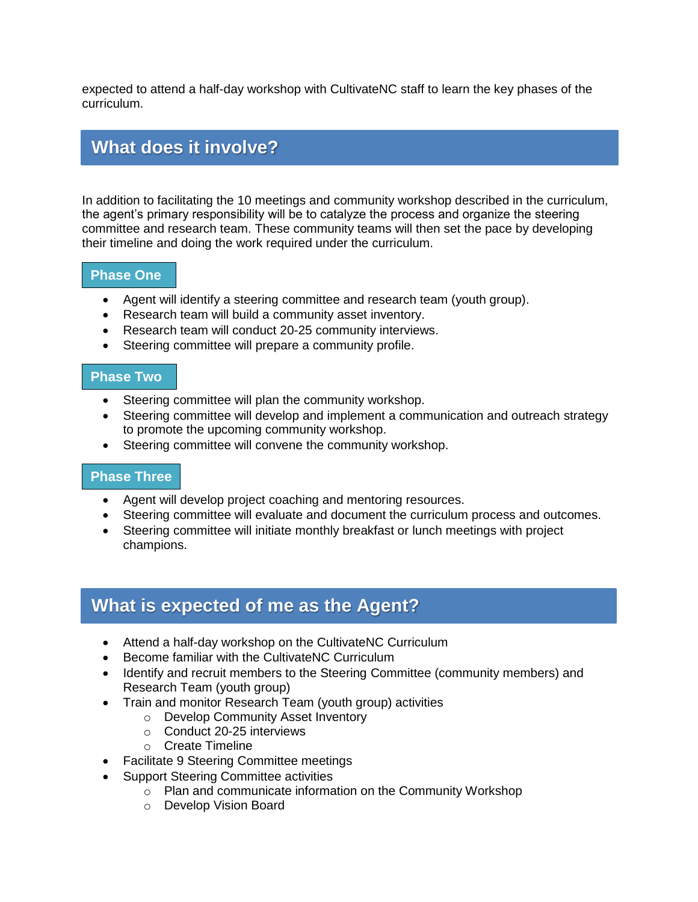expected to attend a half-day workshop with CultivateNC staff to learn the key phases of the curriculum.

## What does it involve?

In addition to facilitating the 10 meetings and community workshop described in the curriculum, the agent's primary responsibility will be to catalyze the process and organize the steering committee and research team. These community teams will then set the pace by developing their timeline and doing the work required under the curriculum.

### Phase One

- Agent will identify a steering committee and research team (youth group).
- Research team will build a community asset inventory.
- Research team will conduct 20-25 community interviews.
- Steering committee will prepare a community profile.

### Phase Two

- Steering committee will plan the community workshop.
- Steering committee will develop and implement a communication and outreach strategy to promote the upcoming community workshop.
- Steering committee will convene the community workshop.

### Phase Three

- Agent will develop project coaching and mentoring resources.
- Steering committee will evaluate and document the curriculum process and outcomes.
- Steering committee will initiate monthly breakfast or lunch meetings with project champions.

## What is expected of me as the Agent?

- Attend a half-day workshop on the CultivateNC Curriculum
- Become familiar with the CultivateNC Curriculum
- Identify and recruit members to the Steering Committee (community members) and Research Team (youth group)
- Train and monitor Research Team (youth group) activities
  - Develop Community Asset Inventory
  - Conduct 20-25 interviews
  - Create Timeline
- Facilitate 9 Steering Committee meetings
- Support Steering Committee activities
  - Plan and communicate information on the Community Workshop
  - Develop Vision Board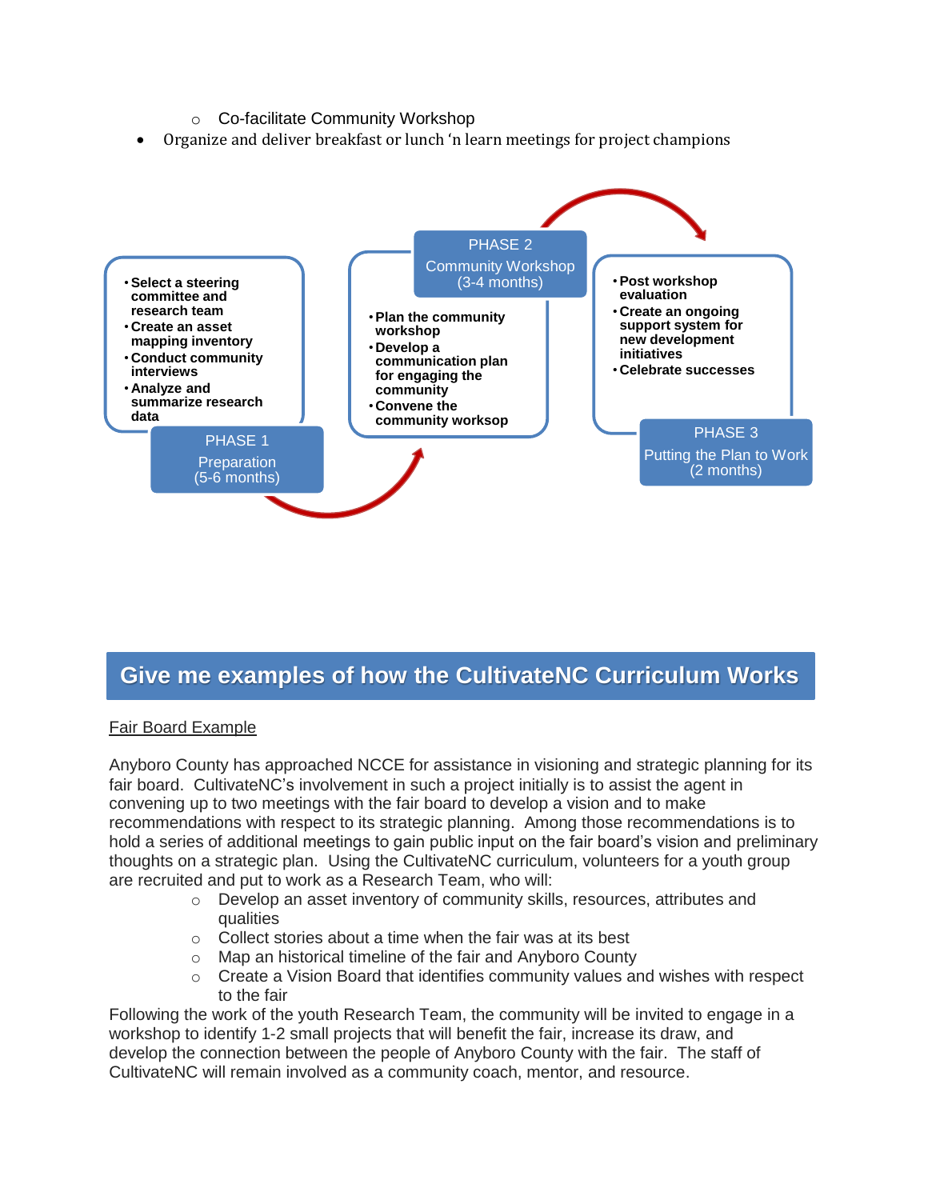- Co-facilitate Community Workshop
- Organize and deliver breakfast or lunch 'n learn meetings for project champions

**PHASE 1**
Preparation
(5-6 months)

- **Select a steering committee and research team**
- **Create an asset mapping inventory**
- **Conduct community interviews**
- **Analyze and summarize research data**

**PHASE 2**
Community Workshop
(3-4 months)

- **Plan the community workshop**
- **Develop a communication plan for engaging the community**
- **Convene the community worksop**

**PHASE 3**
Putting the Plan to Work
(2 months)

- **Post workshop evaluation**
- **Create an ongoing support system for new development initiatives**
- **Celebrate successes**

## Give me examples of how the CultivateNC Curriculum Works

Fair Board Example

Anyboro County has approached NCCE for assistance in visioning and strategic planning for its fair board. CultivateNC's involvement in such a project initially is to assist the agent in convening up to two meetings with the fair board to develop a vision and to make recommendations with respect to its strategic planning. Among those recommendations is to hold a series of additional meetings to gain public input on the fair board's vision and preliminary thoughts on a strategic plan. Using the CultivateNC curriculum, volunteers for a youth group are recruited and put to work as a Research Team, who will:

- Develop an asset inventory of community skills, resources, attributes and qualities
- Collect stories about a time when the fair was at its best
- Map an historical timeline of the fair and Anyboro County
- Create a Vision Board that identifies community values and wishes with respect to the fair

Following the work of the youth Research Team, the community will be invited to engage in a workshop to identify 1-2 small projects that will benefit the fair, increase its draw, and develop the connection between the people of Anyboro County with the fair. The staff of CultivateNC will remain involved as a community coach, mentor, and resource.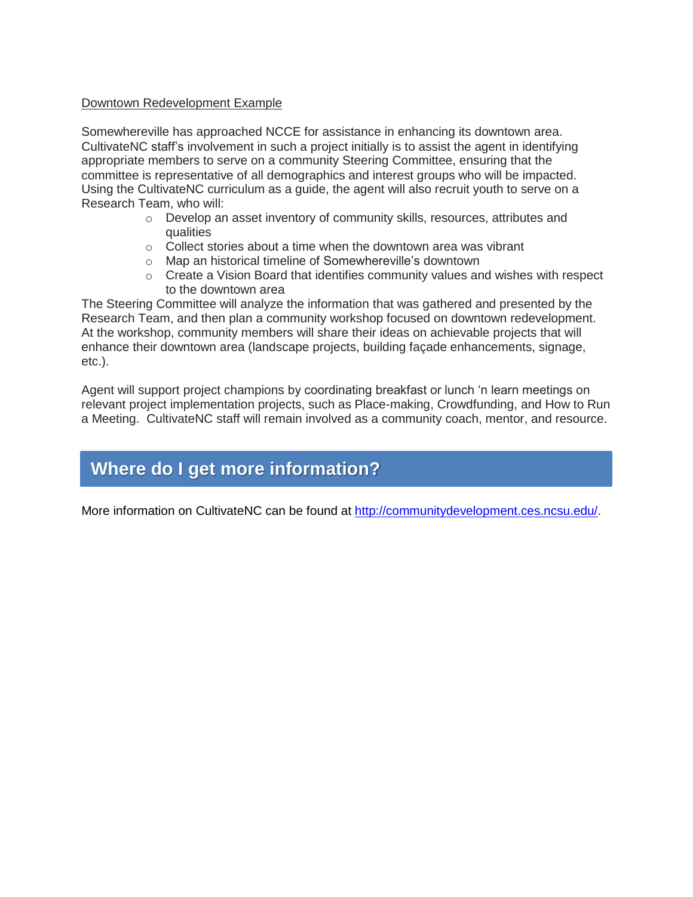<u>Downtown Redevelopment Example</u>

Somewhereville has approached NCCE for assistance in enhancing its downtown area. CultivateNC staff's involvement in such a project initially is to assist the agent in identifying appropriate members to serve on a community Steering Committee, ensuring that the committee is representative of all demographics and interest groups who will be impacted. Using the CultivateNC curriculum as a guide, the agent will also recruit youth to serve on a Research Team, who will:

- Develop an asset inventory of community skills, resources, attributes and qualities
- Collect stories about a time when the downtown area was vibrant
- Map an historical timeline of Somewhereville's downtown
- Create a Vision Board that identifies community values and wishes with respect to the downtown area

The Steering Committee will analyze the information that was gathered and presented by the Research Team, and then plan a community workshop focused on downtown redevelopment. At the workshop, community members will share their ideas on achievable projects that will enhance their downtown area (landscape projects, building façade enhancements, signage, etc.).

Agent will support project champions by coordinating breakfast or lunch 'n learn meetings on relevant project implementation projects, such as Place-making, Crowdfunding, and How to Run a Meeting. CultivateNC staff will remain involved as a community coach, mentor, and resource.

## Where do I get more information?

More information on CultivateNC can be found at [http://communitydevelopment.ces.ncsu.edu/](http://communitydevelopment.ces.ncsu.edu/).